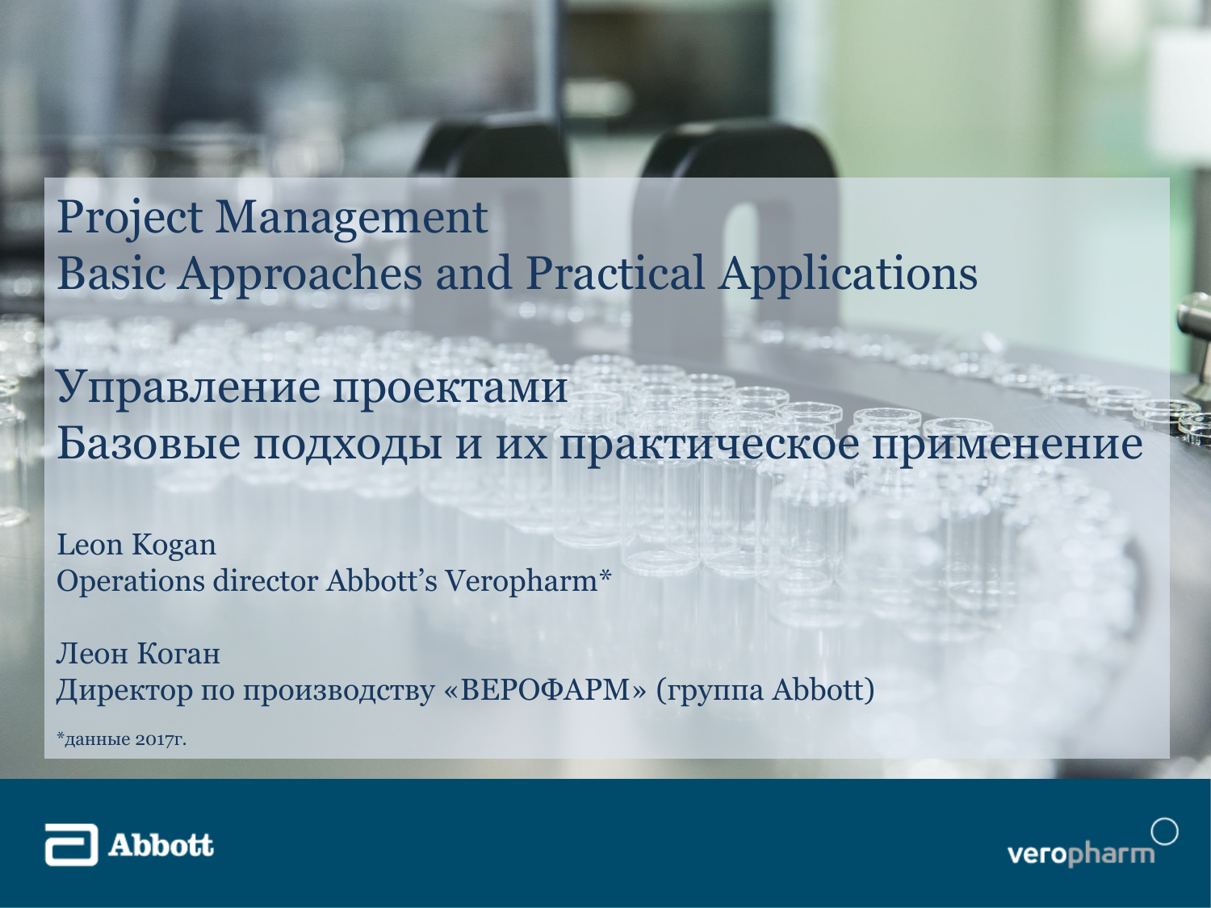# Project Management
# Basic Approaches and Practical Applications

# Управление проектами
# Базовые подходы и их практическое применение

Leon Kogan
Operations director Abbott's Veropharm*

Леон Коган
Директор по производству «ВЕРОФАРМ» (группа Abbott)

*данные 2017г.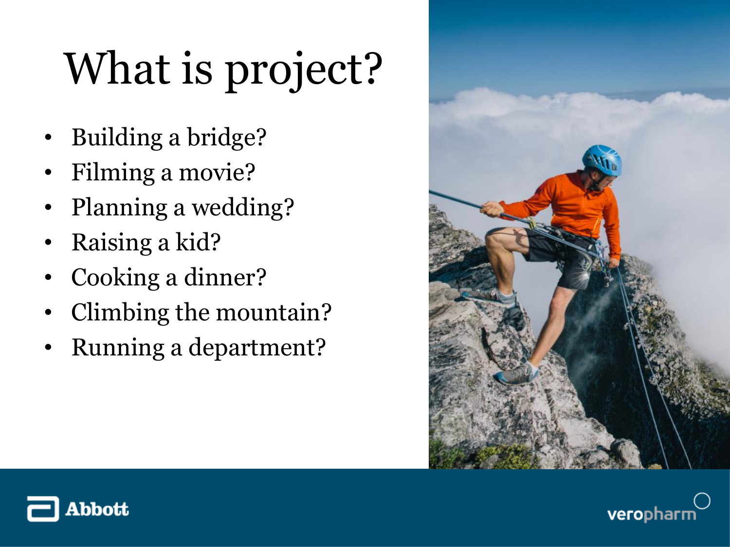# What is project?

- Building a bridge?
- Filming a movie?
- Planning a wedding?
- Raising a kid?
- Cooking a dinner?
- Climbing the mountain?
- Running a department?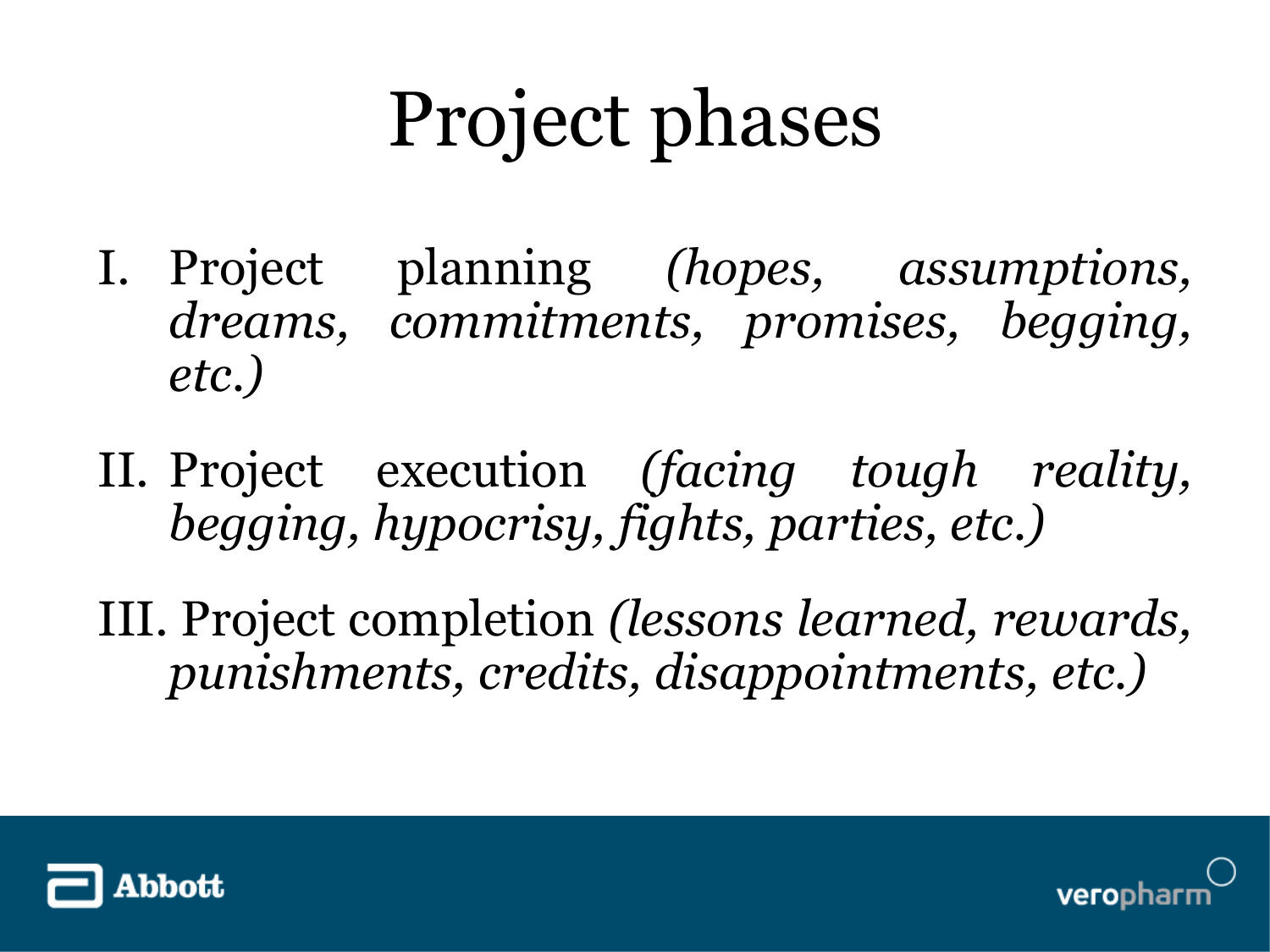# Project phases

I. Project planning *(hopes, assumptions, dreams, commitments, promises, begging, etc.)*

II. Project execution *(facing tough reality, begging, hypocrisy, fights, parties, etc.)*

III. Project completion *(lessons learned, rewards, punishments, credits, disappointments, etc.)*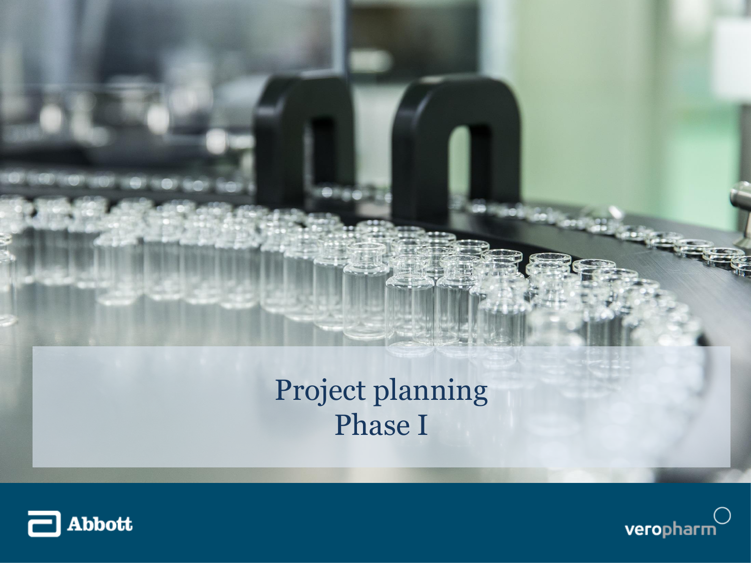# Project planning
## Phase I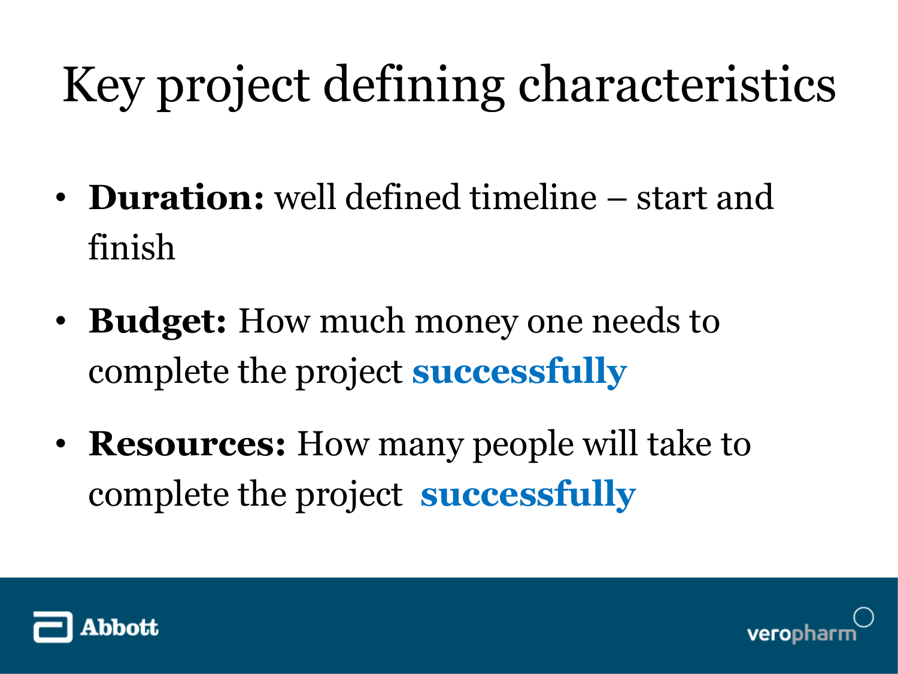# Key project defining characteristics

- **Duration:** well defined timeline – start and finish
- **Budget:** How much money one needs to complete the project **successfully**
- **Resources:** How many people will take to complete the project **successfully**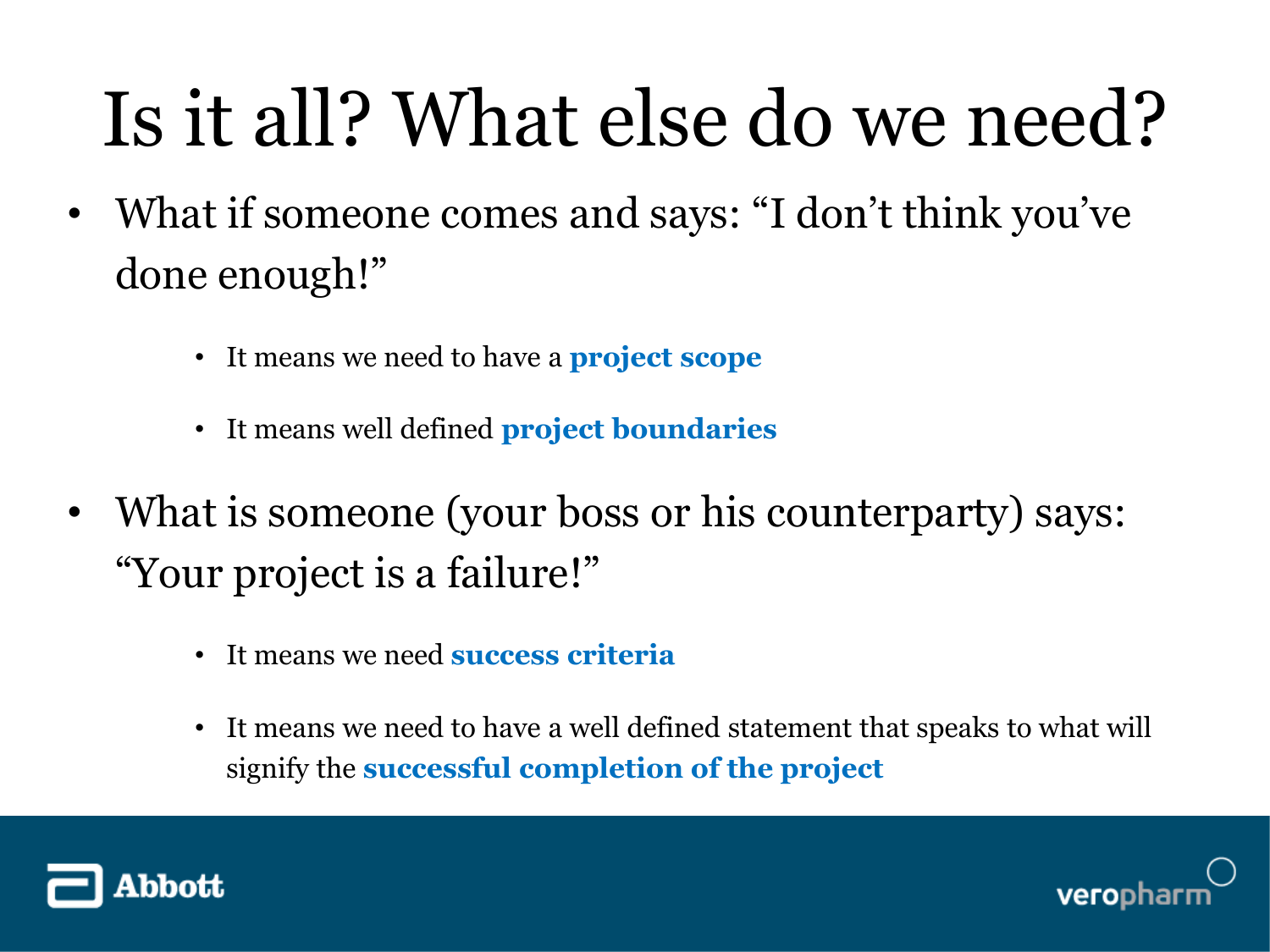# Is it all? What else do we need?

- What if someone comes and says: "I don't think you've done enough!"
  - It means we need to have a **project scope**
  - It means well defined **project boundaries**
- What is someone (your boss or his counterparty) says: "Your project is a failure!"
  - It means we need **success criteria**
  - It means we need to have a well defined statement that speaks to what will signify the **successful completion of the project**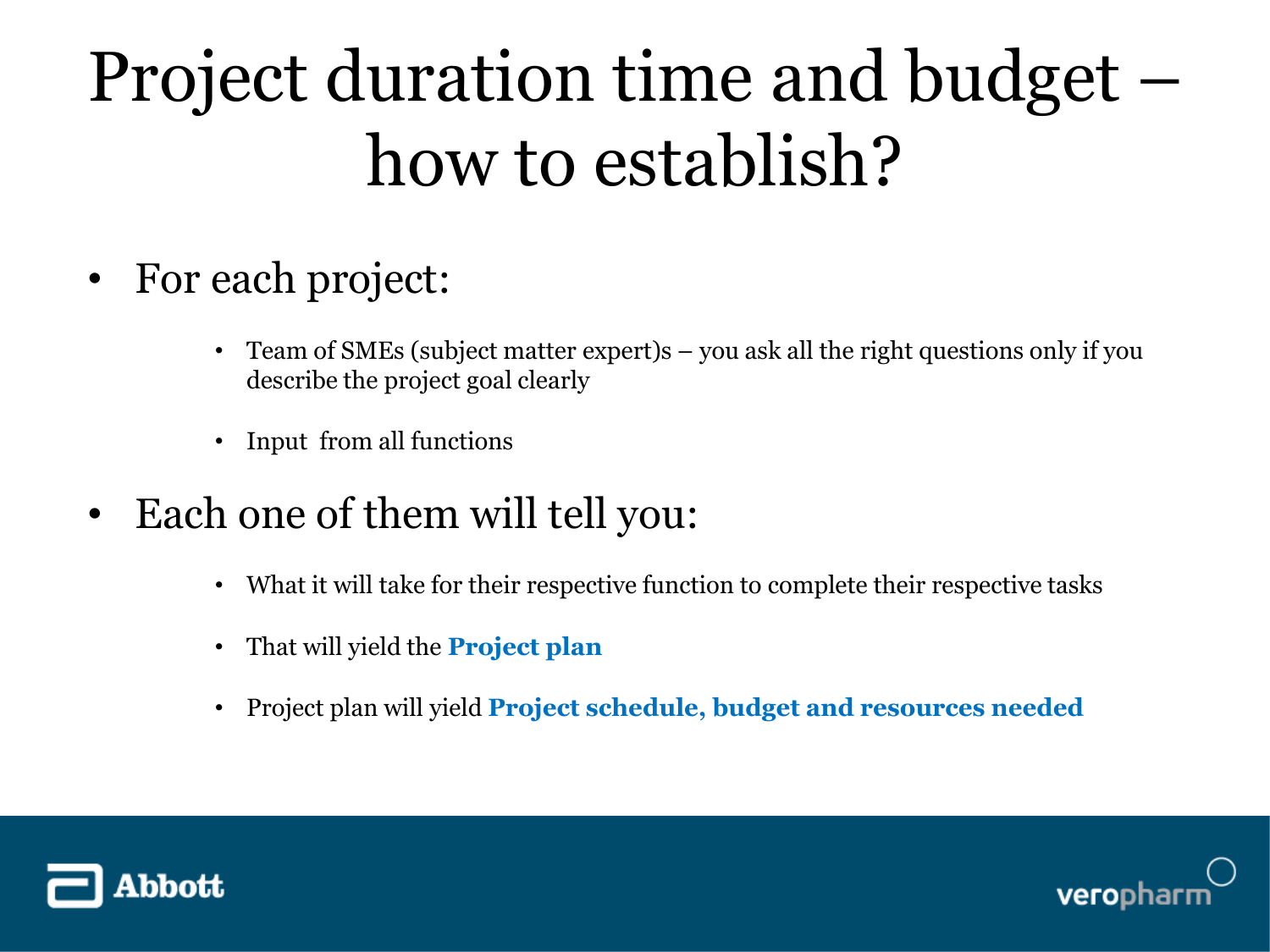# Project duration time and budget – how to establish?

- For each project:
  - Team of SMEs (subject matter expert)s – you ask all the right questions only if you describe the project goal clearly
  - Input from all functions
- Each one of them will tell you:
  - What it will take for their respective function to complete their respective tasks
  - That will yield the **Project plan**
  - Project plan will yield **Project schedule, budget and resources needed**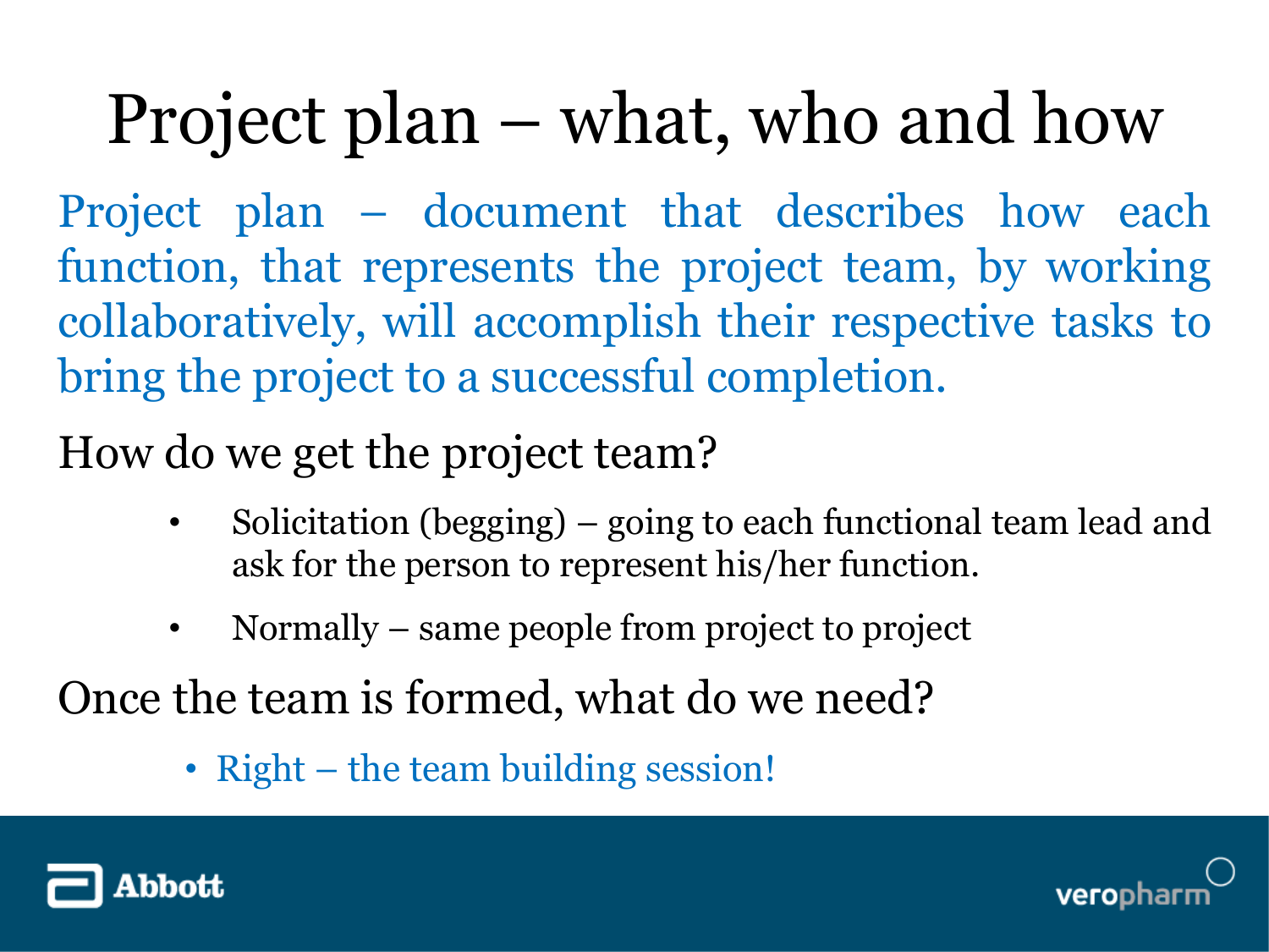# Project plan – what, who and how

Project plan – document that describes how each function, that represents the project team, by working collaboratively, will accomplish their respective tasks to bring the project to a successful completion.

How do we get the project team?

- Solicitation (begging) – going to each functional team lead and ask for the person to represent his/her function.
- Normally – same people from project to project

Once the team is formed, what do we need?

- Right – the team building session!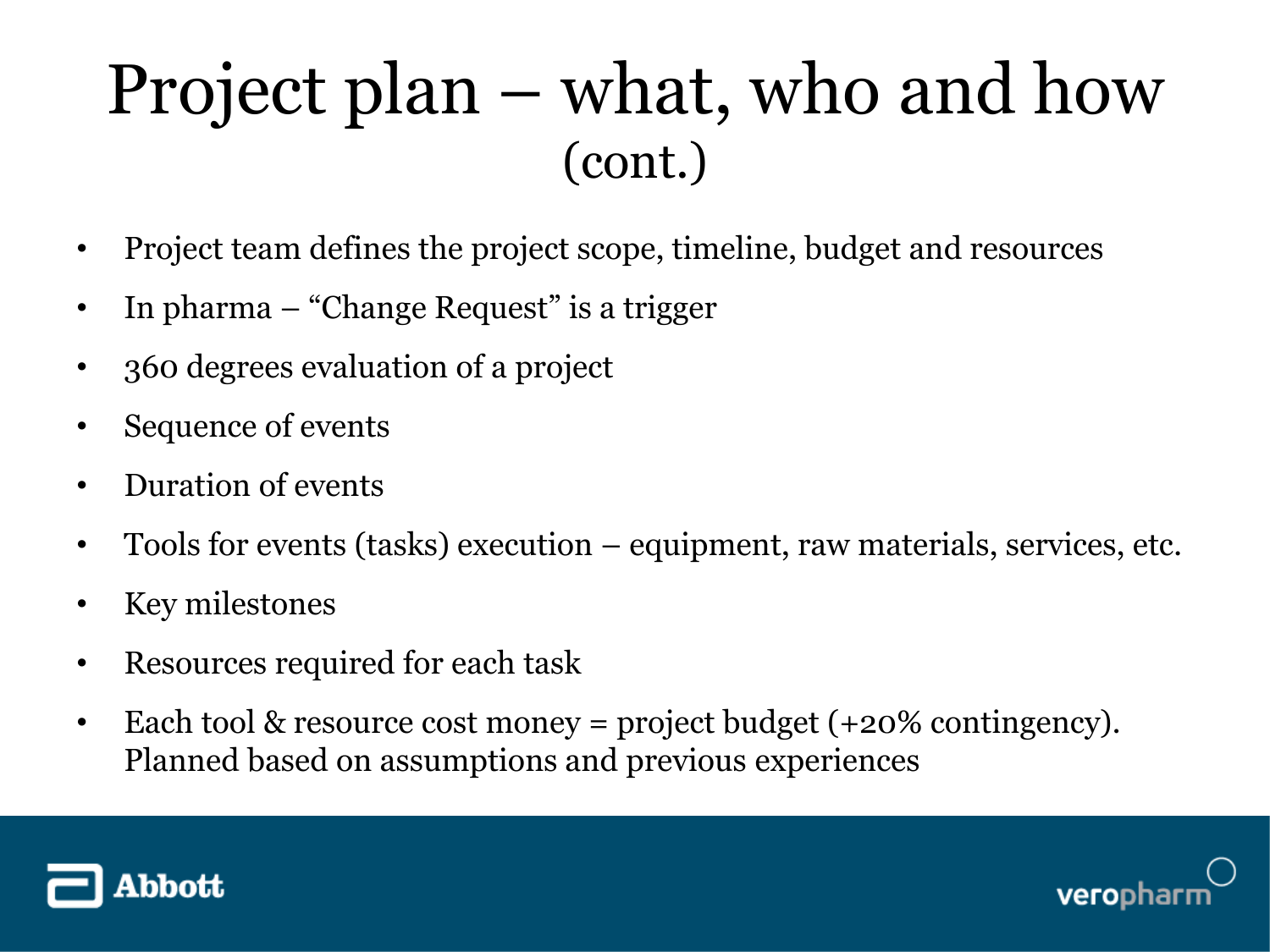# Project plan – what, who and how (cont.)

- Project team defines the project scope, timeline, budget and resources
- In pharma – "Change Request" is a trigger
- 360 degrees evaluation of a project
- Sequence of events
- Duration of events
- Tools for events (tasks) execution – equipment, raw materials, services, etc.
- Key milestones
- Resources required for each task
- Each tool & resource cost money = project budget (+20% contingency). Planned based on assumptions and previous experiences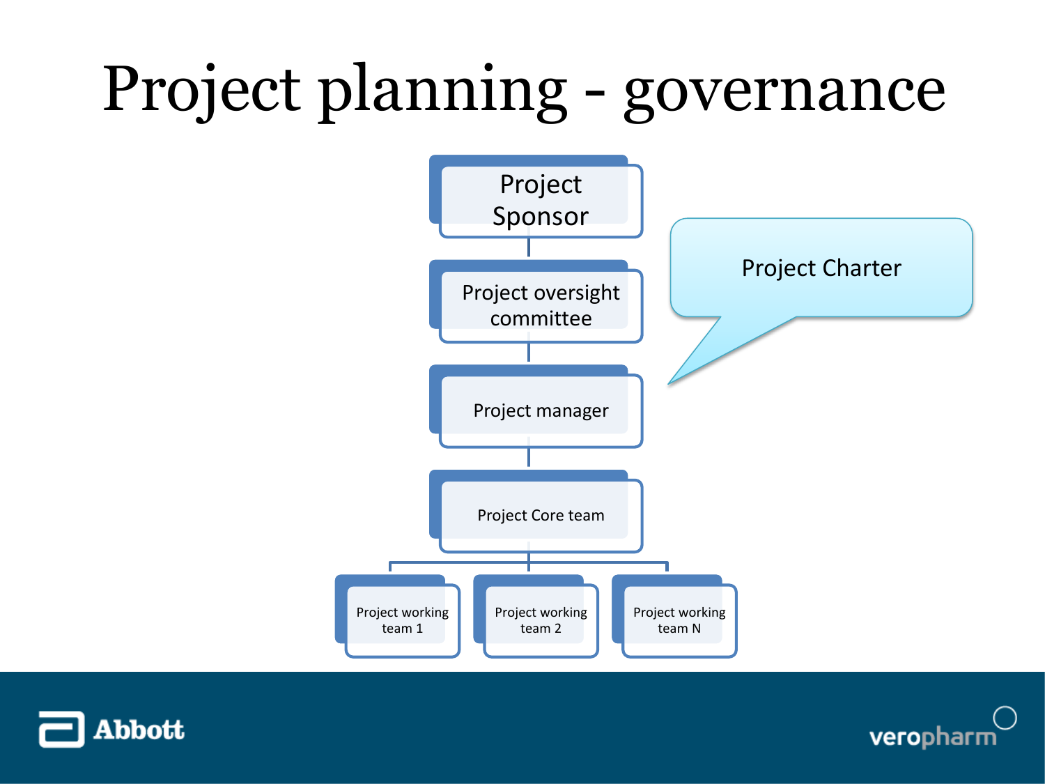# Project planning - governance

Project Sponsor

Project oversight committee

Project manager

Project Core team

Project working team 1

Project working team 2

Project working team N

Project Charter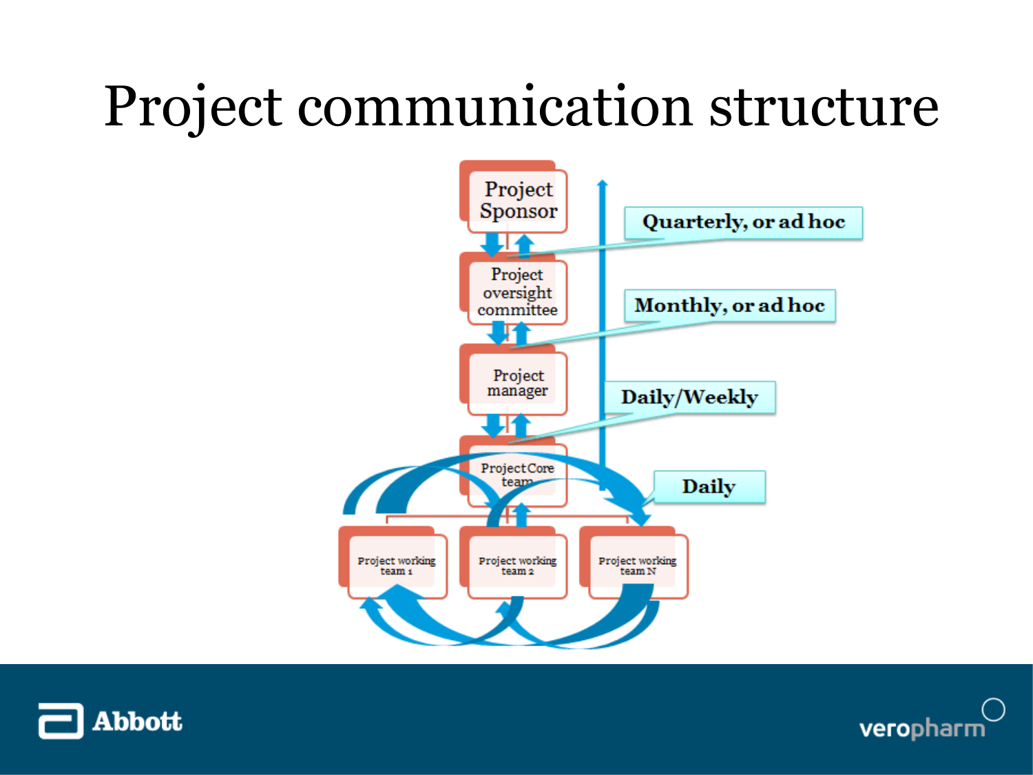# Project communication structure

Project Sponsor

Quarterly, or ad hoc

Project oversight committee

Monthly, or ad hoc

Project manager

Daily/Weekly

Project Core team

Daily

Project working team 1

Project working team 2

Project working team N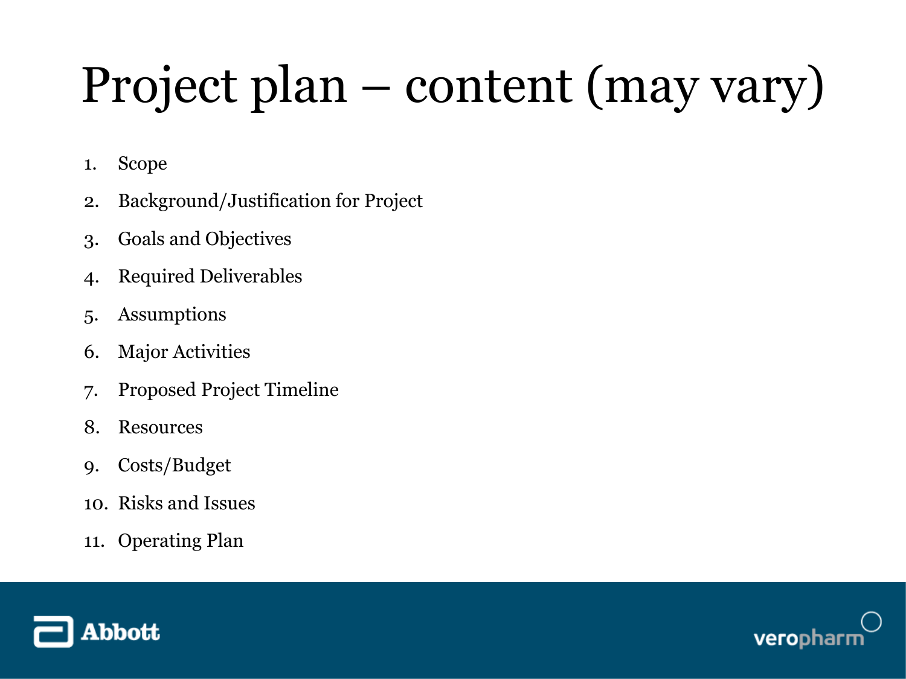# Project plan – content (may vary)

1. Scope
2. Background/Justification for Project
3. Goals and Objectives
4. Required Deliverables
5. Assumptions
6. Major Activities
7. Proposed Project Timeline
8. Resources
9. Costs/Budget
10. Risks and Issues
11. Operating Plan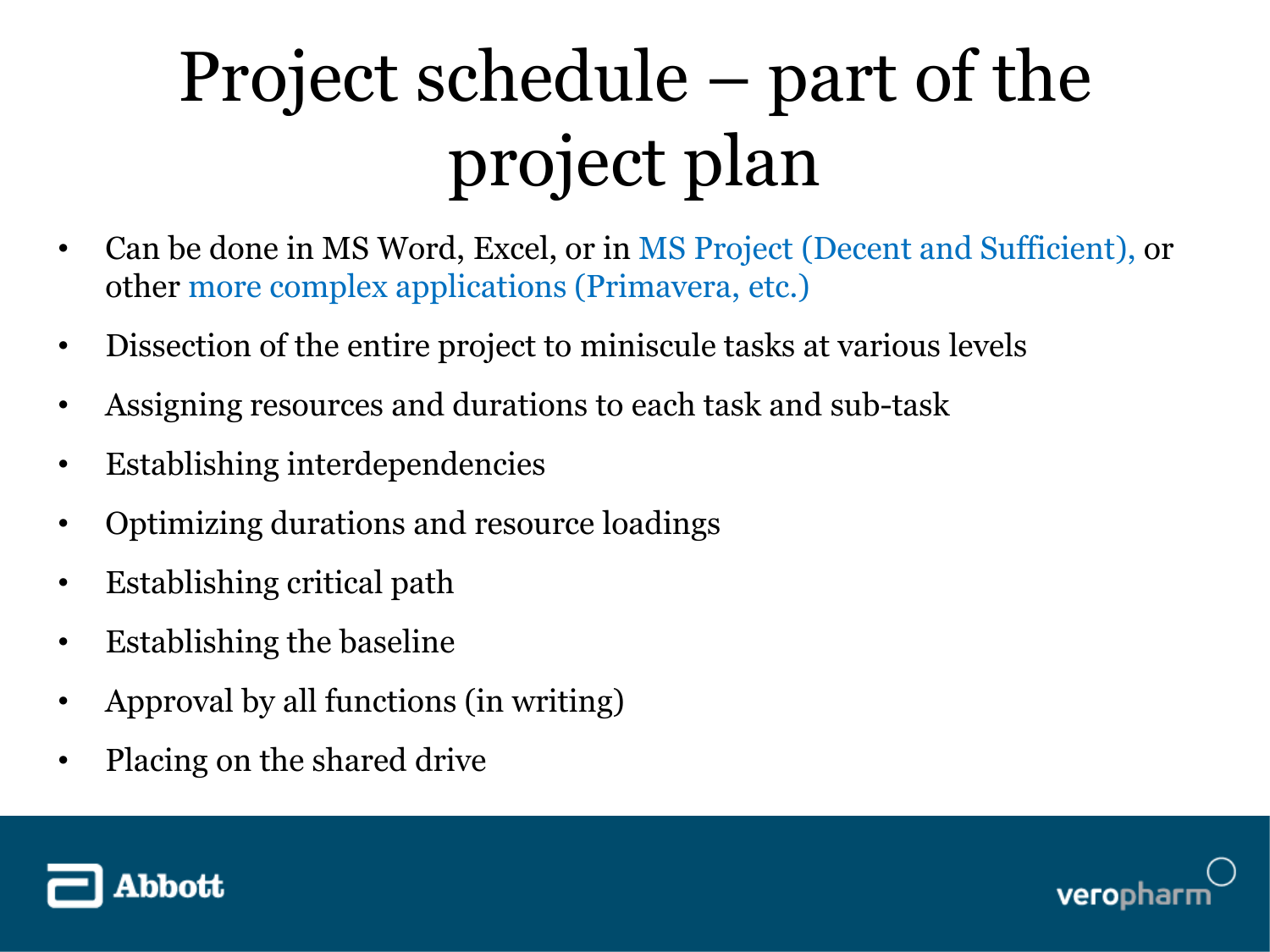# Project schedule – part of the project plan

- Can be done in MS Word, Excel, or in MS Project (Decent and Sufficient), or other more complex applications (Primavera, etc.)
- Dissection of the entire project to miniscule tasks at various levels
- Assigning resources and durations to each task and sub-task
- Establishing interdependencies
- Optimizing durations and resource loadings
- Establishing critical path
- Establishing the baseline
- Approval by all functions (in writing)
- Placing on the shared drive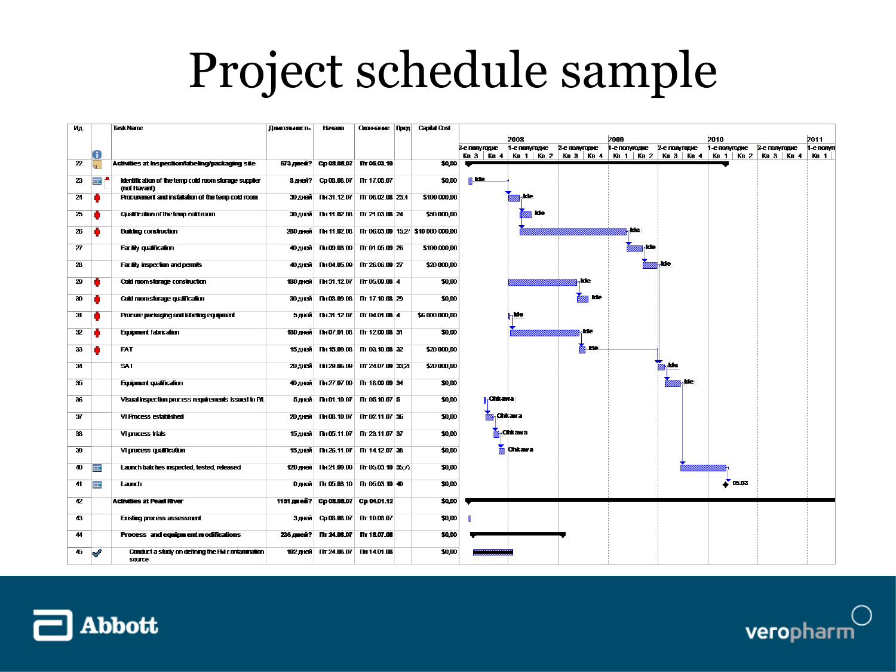# Project schedule sample

| Ид. | | Task Name | Длительность | Начало | Окончание | Пред | Capital Cost |
|---|---|---|---|---|---|---|---|
| 22 | | **Activities at Inspection/labeling/packaging site** | **673 дней?** | **Ср 08.08.07** | **Пт 05.03.10** | | **$0,00** |
| 23 | | Identification of the temp cold room storage supplier (not Havant) | 8 дней? | Ср 08.08.07 | Пт 17.08.07 | | $0,00 |
| 24 | | Procurement and installation of the temp cold room | 30 дней | Пн 31.12.07 | Пт 08.02.08 | 23,4 | $100 000,00 |
| 25 | | Qualification of the temp cold room | 30 дней | Пн 11.02.08 | Пт 21.03.08 | 24 | $50 000,00 |
| 26 | | Building construction | 280 дней | Пн 11.02.08 | Пт 06.03.09 | 15;2 | $10 000 000,00 |
| 27 | | Facility qualification | 40 дней | Пн 09.03.09 | Пт 01.05.09 | 26 | $100 000,00 |
| 28 | | Facility inspection and permits | 40 дней | Пн 04.05.09 | Пт 26.06.09 | 27 | $20 000,00 |
| 29 | | Cold room storage construction | 180 дней | Пн 31.12.07 | Пт 05.09.08 | 4 | $0,00 |
| 30 | | Cold room storage qualification | 30 дней | Пн 08.09.08 | Пт 17.10.08 | 29 | $0,00 |
| 31 | | Procure packaging and labeling equipment | 5 дней | Пн 31.12.07 | Пт 04.01.08 | 4 | $6 000 000,00 |
| 32 | | Equipment fabrication | 180 дней | Пн 07.01.08 | Пт 12.09.08 | 31 | $0,00 |
| 33 | | FAT | 15 дней | Пн 15.09.08 | Пт 03.10.08 | 32 | $20 000,00 |
| 34 | | SAT | 20 дней | Пн 29.06.09 | Пт 24.07.09 | 33;2 | $20 000,00 |
| 35 | | Equipment qualification | 40 дней | Пн 27.07.09 | Пт 18.09.09 | 34 | $0,00 |
| 36 | | Visual inspection process requirements issued to Pfl | 5 дней | Пн 01.10.07 | Пт 05.10.07 | 5 | $0,00 |
| 37 | | VI Process established | 20 дней | Пн 08.10.07 | Пт 02.11.07 | 36 | $0,00 |
| 38 | | VI process trials | 15 дней | Пн 05.11.07 | Пт 23.11.07 | 37 | $0,00 |
| 39 | | VI process qualification | 15 дней | Пн 26.11.07 | Пт 14.12.07 | 38 | $0,00 |
| 40 | | Launch batches inspected, tested, released | 120 дней | Пн 21.09.09 | Пт 05.03.10 | 35;7 | $0,00 |
| 41 | | Launch | 0 дней | Пт 05.03.10 | Пт 05.03.10 | 40 | $0,00 |
| 42 | | **Activities at Pearl River** | **1181 дней?** | **Ср 08.08.07** | **Ср 04.01.12** | | **$0,00** |
| 43 | | Existing process assessment | 3 дней | Ср 08.08.07 | Пт 10.08.07 | | $0,00 |
| 44 | | **Process and equipment modifications** | **236 дней?** | **Пт 24.08.07** | **Пт 18.07.08** | | **$0,00** |
| 45 | | Conduct a study on defining the PM contamination source | 102 дней | Пт 24.08.07 | Пн 14.01.08 | | $0,00 |

2008, 2009, 2010, 2011

2-е полугодие, 1-е полугодие, 2-е полугодие, 1-е полугодие, 2-е полугодие, 1-е полугодие, 2-е полугодие, 1-е полугодие

Кв. 3, Кв. 4, Кв. 1, Кв. 2, Кв. 3, Кв. 4, Кв. 1, Кв. 2, Кв. 3, Кв. 4, Кв. 1, Кв. 2, Кв. 3, Кв. 4, Кв. 1

Ide, Ide, Ide, Ide, Ide, Ide, Ide, Ide, Ide, Ide, Ide, Ide, Ide, Ohkawa, Ohkawa, Ohkawa, Ohkawa, 05.03

Abbott

veropharm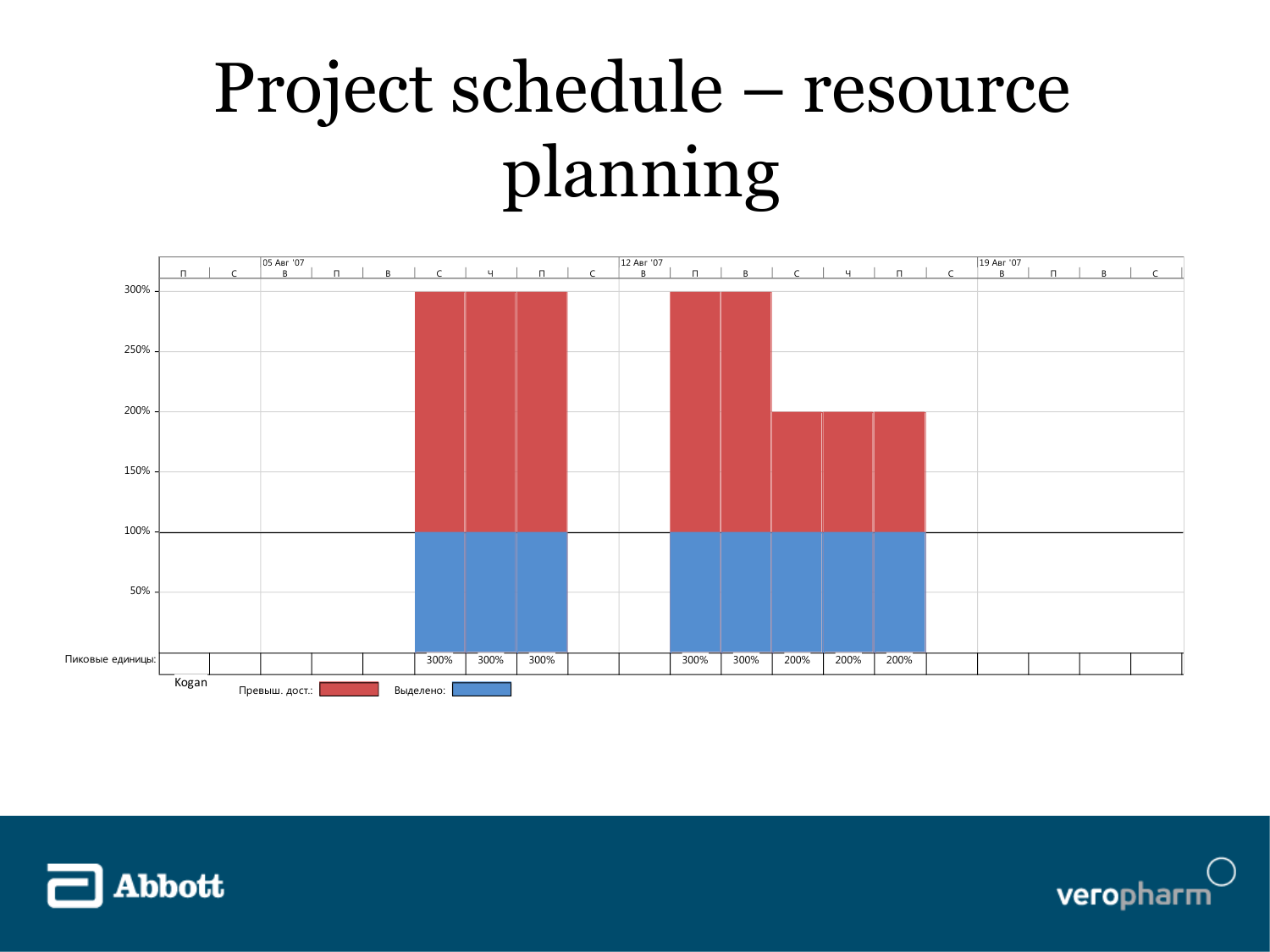# Project schedule – resource planning

05 Авг '07

12 Авг '07

19 Авг '07

П С В П В С Ч П С В П В С Ч П С В П В С

300%

250%

200%

150%

100%

50%

Пиковые единицы: 300% 300% 300% 300% 300% 200% 200% 200%

Kogan

Превыш. дост.:

Выделено: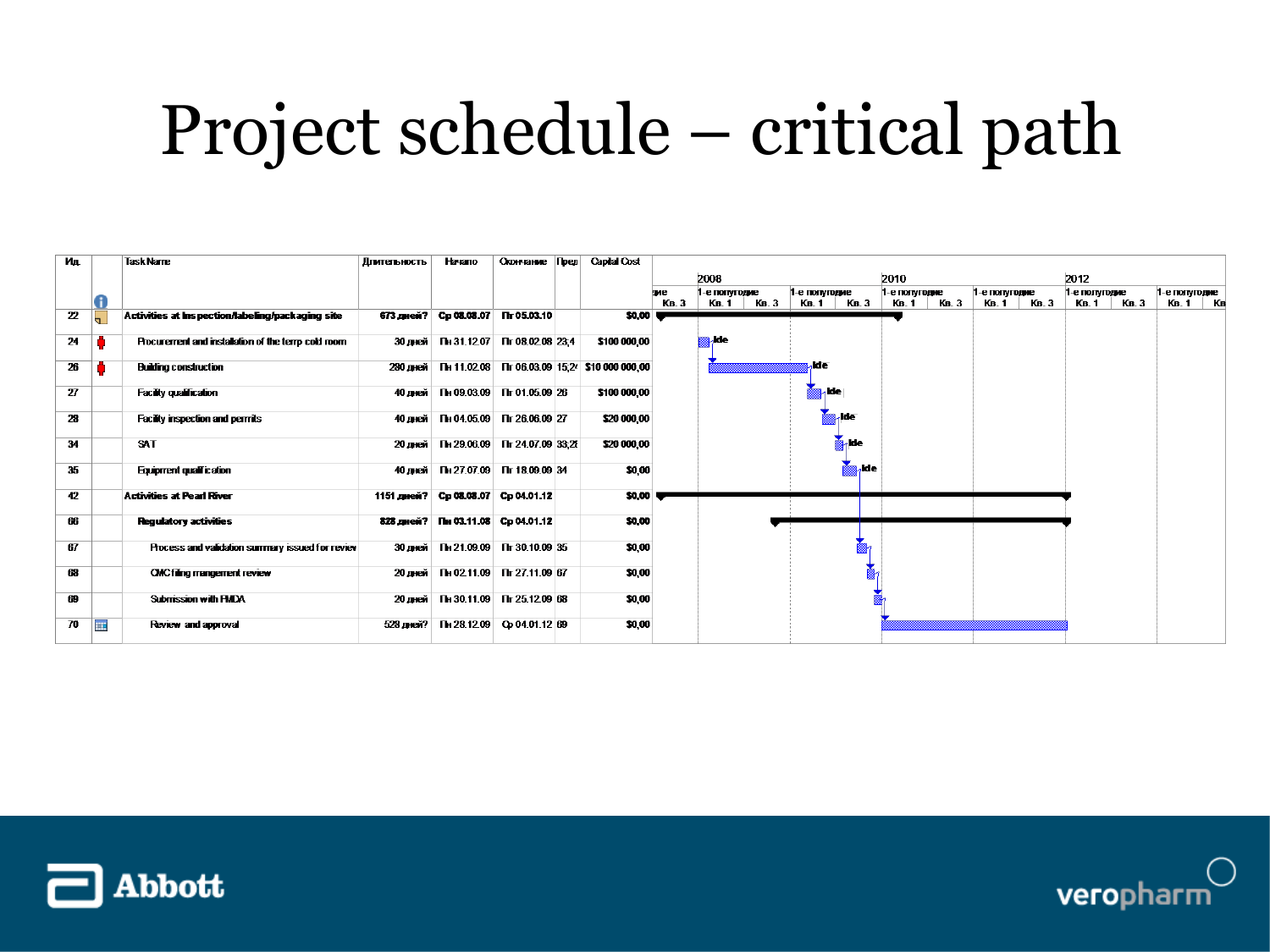# Project schedule – critical path

| Ид. | | Task Name | Длительность | Начало | Окончание | Пред | Capital Cost |
|---|---|---|---|---|---|---|---|
| 22 | | **Activities at Inspection/labeling/packaging site** | **673 дней?** | **Ср 08.08.07** | **Пт 05.03.10** | | **$0,00** |
| 24 | | Procurement and installation of the temp cold room | 30 дней | Пн 31.12.07 | Пт 08.02.08 | 23,4 | $100 000,00 |
| 26 | | Building construction | 280 дней | Пн 11.02.08 | Пт 06.03.09 | 15,2 | $10 000 000,00 |
| 27 | | Facility qualification | 40 дней | Пн 09.03.09 | Пт 01.05.09 | 26 | $100 000,00 |
| 28 | | Facility inspection and permits | 40 дней | Пн 04.05.09 | Пт 26.06.09 | 27 | $20 000,00 |
| 34 | | SAT | 20 дней | Пн 29.06.09 | Пт 24.07.09 | 33,2 | $20 000,00 |
| 35 | | Equipment qualification | 40 дней | Пн 27.07.09 | Пт 18.09.09 | 34 | $0,00 |
| 42 | | **Activities at Pearl River** | **1151 дней?** | **Ср 08.08.07** | **Ср 04.01.12** | | **$0,00** |
| 66 | | **Regulatory activities** | **828 дней?** | **Пн 03.11.08** | **Ср 04.01.12** | | **$0,00** |
| 67 | | Process and validation summary issued for review | 30 дней | Пн 21.09.09 | Пт 30.10.09 | 35 | $0,00 |
| 68 | | CMC filing mangement review | 20 дней | Пн 02.11.09 | Пт 27.11.09 | 67 | $0,00 |
| 69 | | Submission with FMDA | 20 дней | Пн 30.11.09 | Пт 25.12.09 | 68 | $0,00 |
| 70 | | Review and approval | 528 дней? | Пн 28.12.09 | Ср 04.01.12 | 69 | $0,00 |

2008 2010 2012

1-е полугодие

Кв. 1 Кв. 3

Ide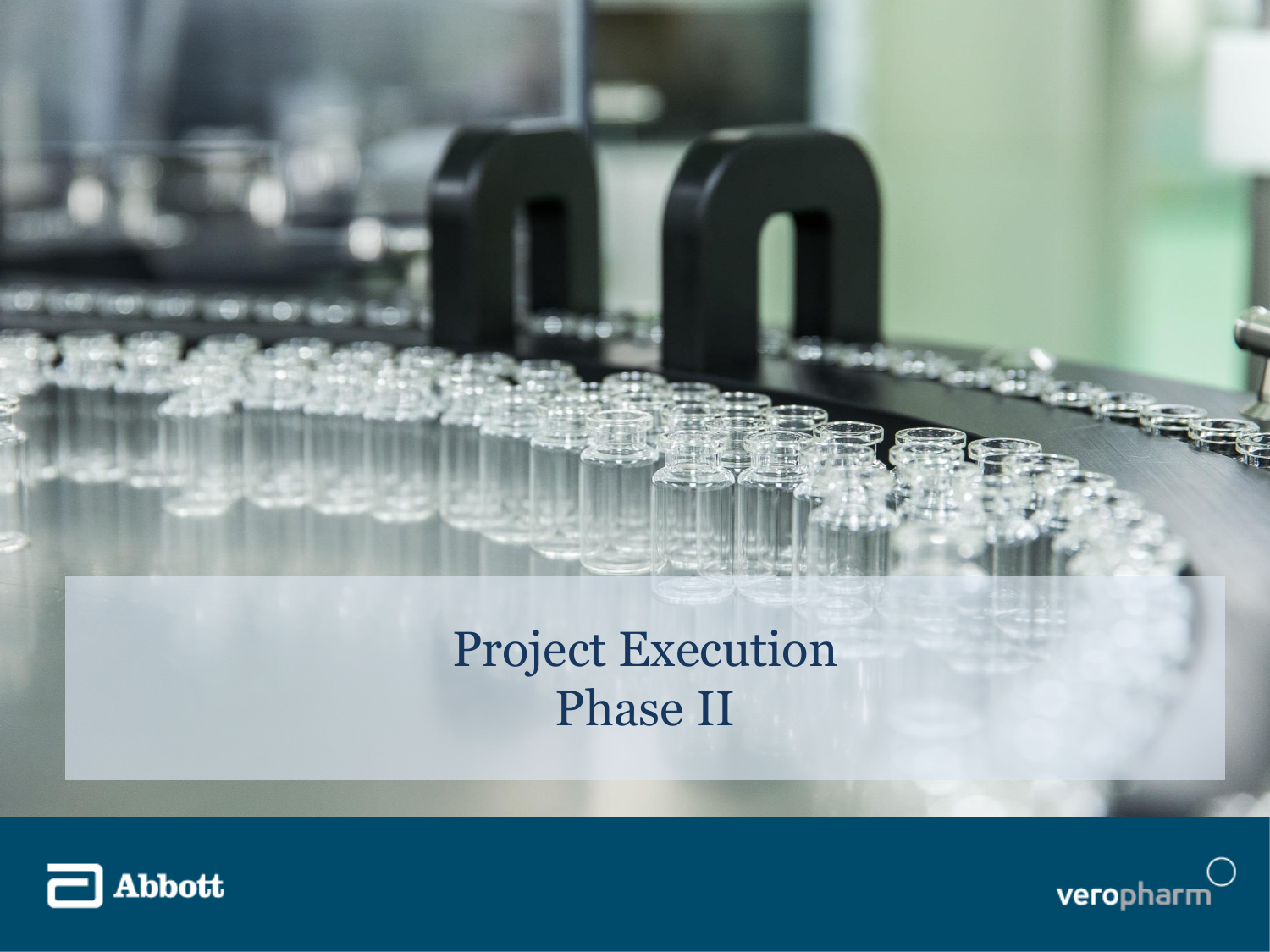# Project Execution
# Phase II

Abbott

veropharm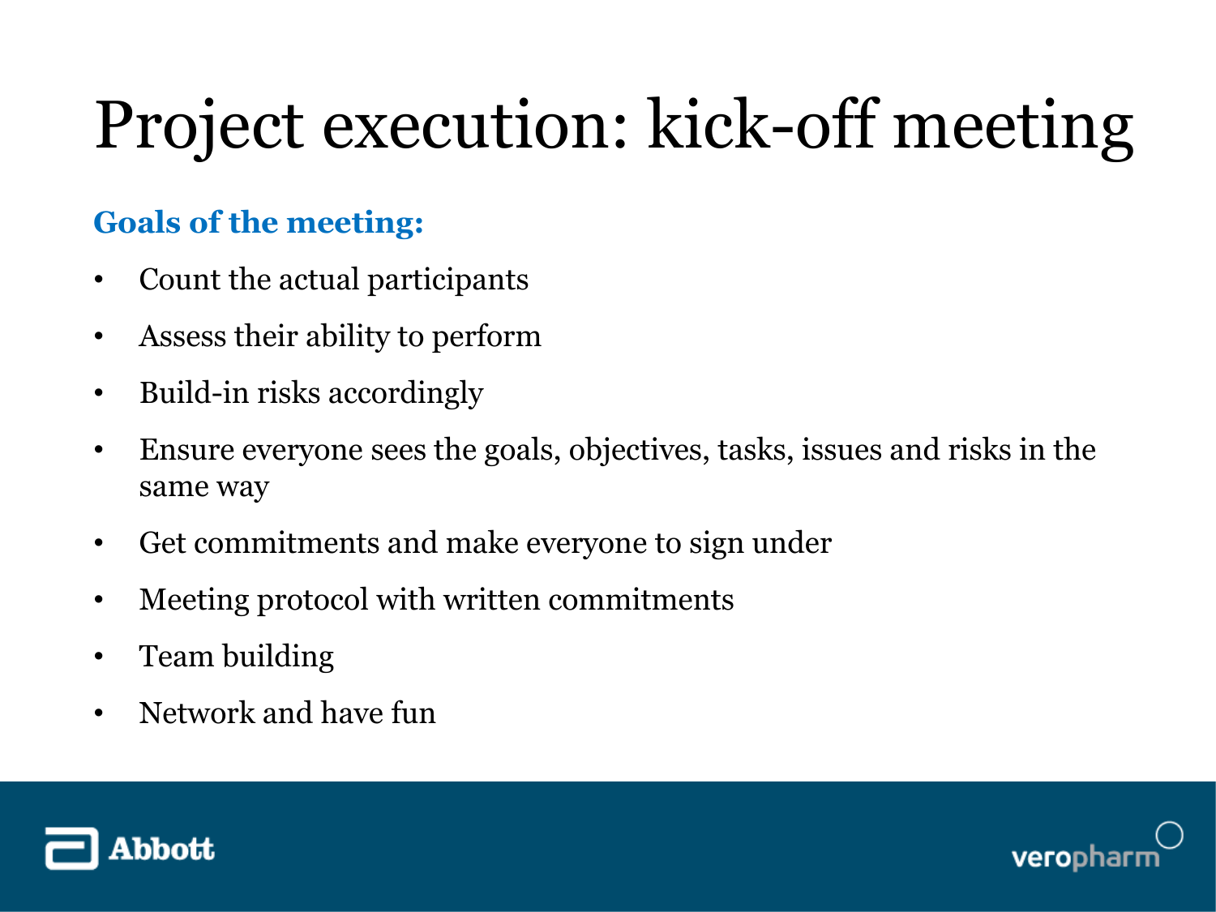# Project execution: kick-off meeting

**Goals of the meeting:**

- Count the actual participants
- Assess their ability to perform
- Build-in risks accordingly
- Ensure everyone sees the goals, objectives, tasks, issues and risks in the same way
- Get commitments and make everyone to sign under
- Meeting protocol with written commitments
- Team building
- Network and have fun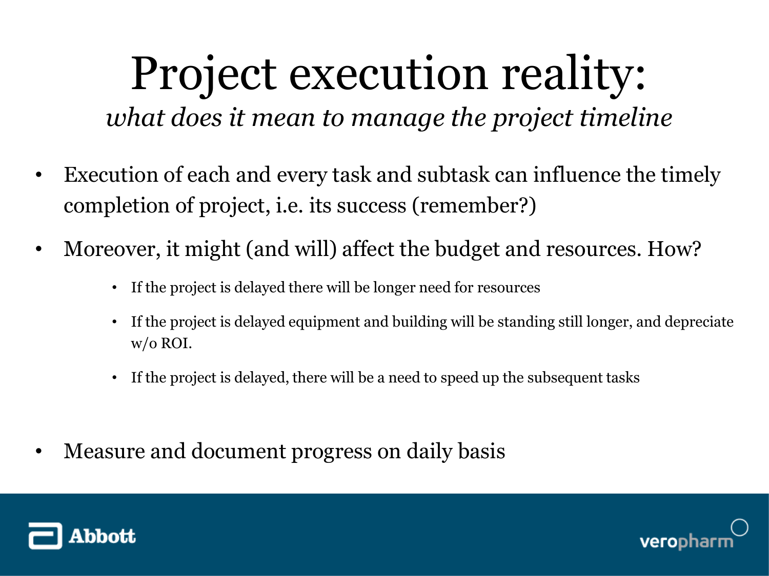# Project execution reality:

*what does it mean to manage the project timeline*

- Execution of each and every task and subtask can influence the timely completion of project, i.e. its success (remember?)
- Moreover, it might (and will) affect the budget and resources. How?
  - If the project is delayed there will be longer need for resources
  - If the project is delayed equipment and building will be standing still longer, and depreciate w/o ROI.
  - If the project is delayed, there will be a need to speed up the subsequent tasks
- Measure and document progress on daily basis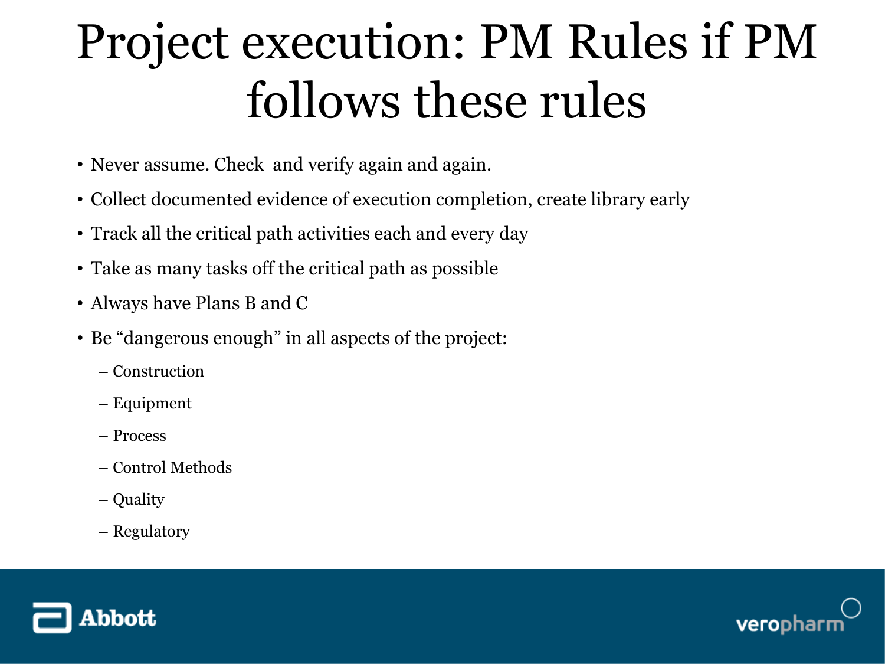# Project execution: PM Rules if PM follows these rules

- Never assume. Check and verify again and again.
- Collect documented evidence of execution completion, create library early
- Track all the critical path activities each and every day
- Take as many tasks off the critical path as possible
- Always have Plans B and C
- Be "dangerous enough" in all aspects of the project:
  - Construction
  - Equipment
  - Process
  - Control Methods
  - Quality
  - Regulatory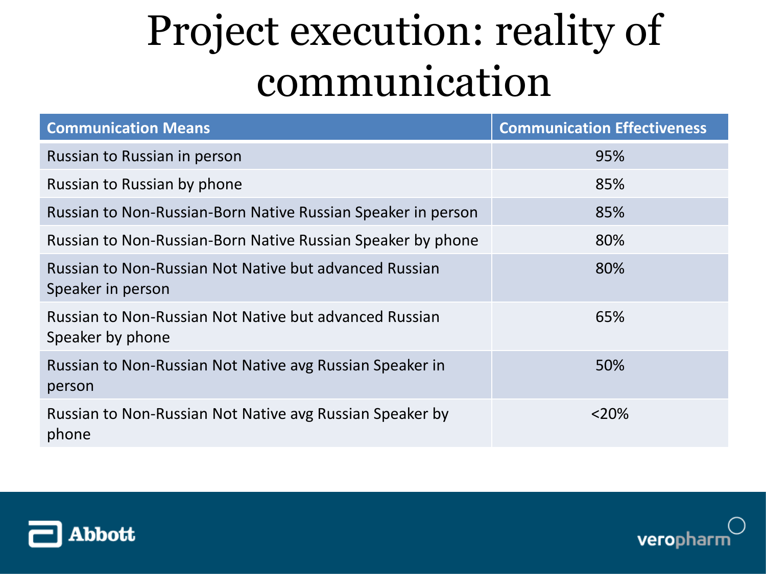# Project execution: reality of communication

| Communication Means | Communication Effectiveness |
|---|---|
| Russian to Russian in person | 95% |
| Russian to Russian by phone | 85% |
| Russian to Non-Russian-Born Native Russian Speaker in person | 85% |
| Russian to Non-Russian-Born Native Russian Speaker by phone | 80% |
| Russian to Non-Russian Not Native but advanced Russian Speaker in person | 80% |
| Russian to Non-Russian Not Native but advanced Russian Speaker by phone | 65% |
| Russian to Non-Russian Not Native avg Russian Speaker in person | 50% |
| Russian to Non-Russian Not Native avg Russian Speaker by phone | <20% |

Abbott

veropharm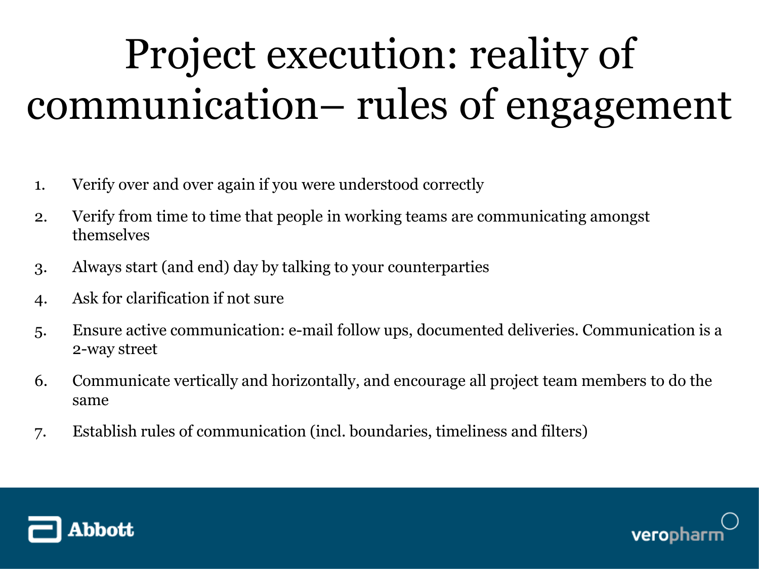# Project execution: reality of communication– rules of engagement

1. Verify over and over again if you were understood correctly
2. Verify from time to time that people in working teams are communicating amongst themselves
3. Always start (and end) day by talking to your counterparties
4. Ask for clarification if not sure
5. Ensure active communication: e-mail follow ups, documented deliveries. Communication is a 2-way street
6. Communicate vertically and horizontally, and encourage all project team members to do the same
7. Establish rules of communication (incl. boundaries, timeliness and filters)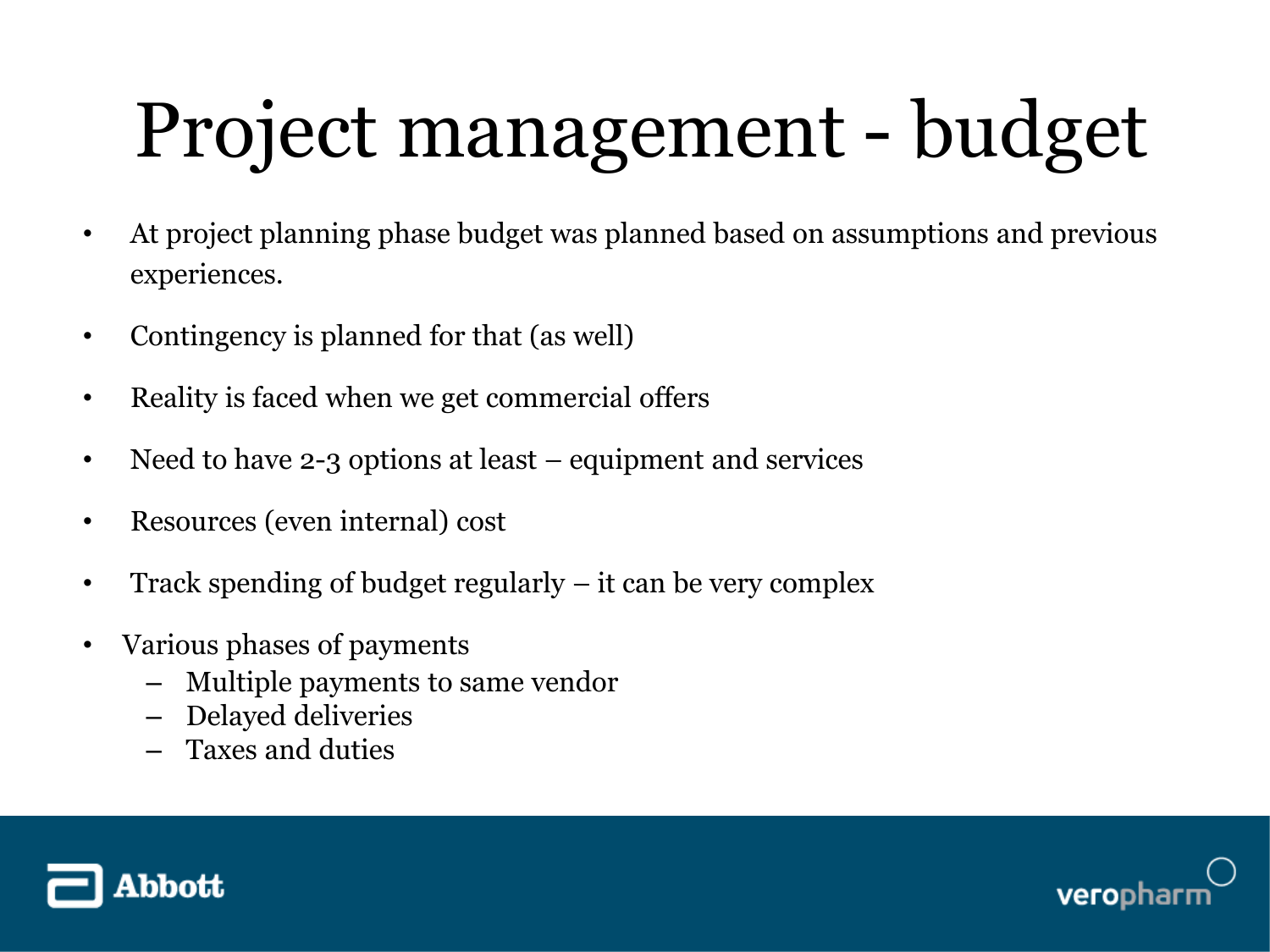# Project management - budget

- At project planning phase budget was planned based on assumptions and previous experiences.
- Contingency is planned for that (as well)
- Reality is faced when we get commercial offers
- Need to have 2-3 options at least – equipment and services
- Resources (even internal) cost
- Track spending of budget regularly – it can be very complex
- Various phases of payments
  - Multiple payments to same vendor
  - Delayed deliveries
  - Taxes and duties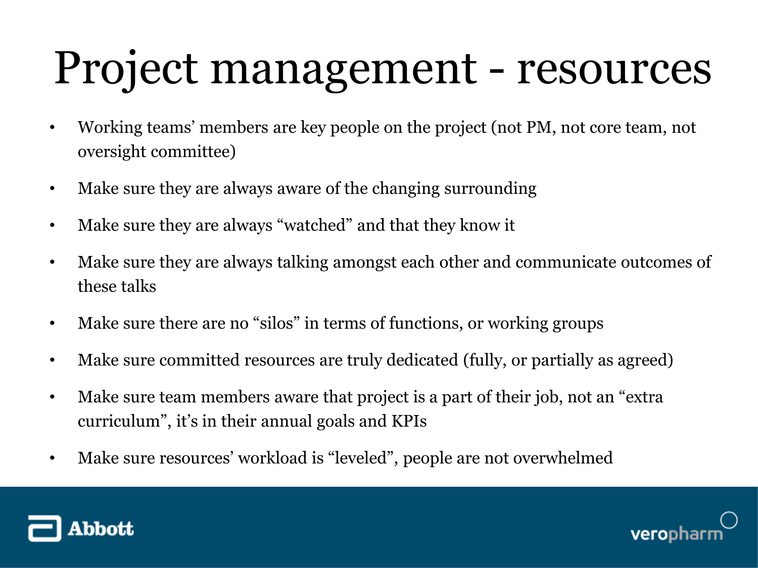# Project management - resources

- Working teams' members are key people on the project (not PM, not core team, not oversight committee)
- Make sure they are always aware of the changing surrounding
- Make sure they are always "watched" and that they know it
- Make sure they are always talking amongst each other and communicate outcomes of these talks
- Make sure there are no "silos" in terms of functions, or working groups
- Make sure committed resources are truly dedicated (fully, or partially as agreed)
- Make sure team members aware that project is a part of their job, not an "extra curriculum", it's in their annual goals and KPIs
- Make sure resources' workload is "leveled", people are not overwhelmed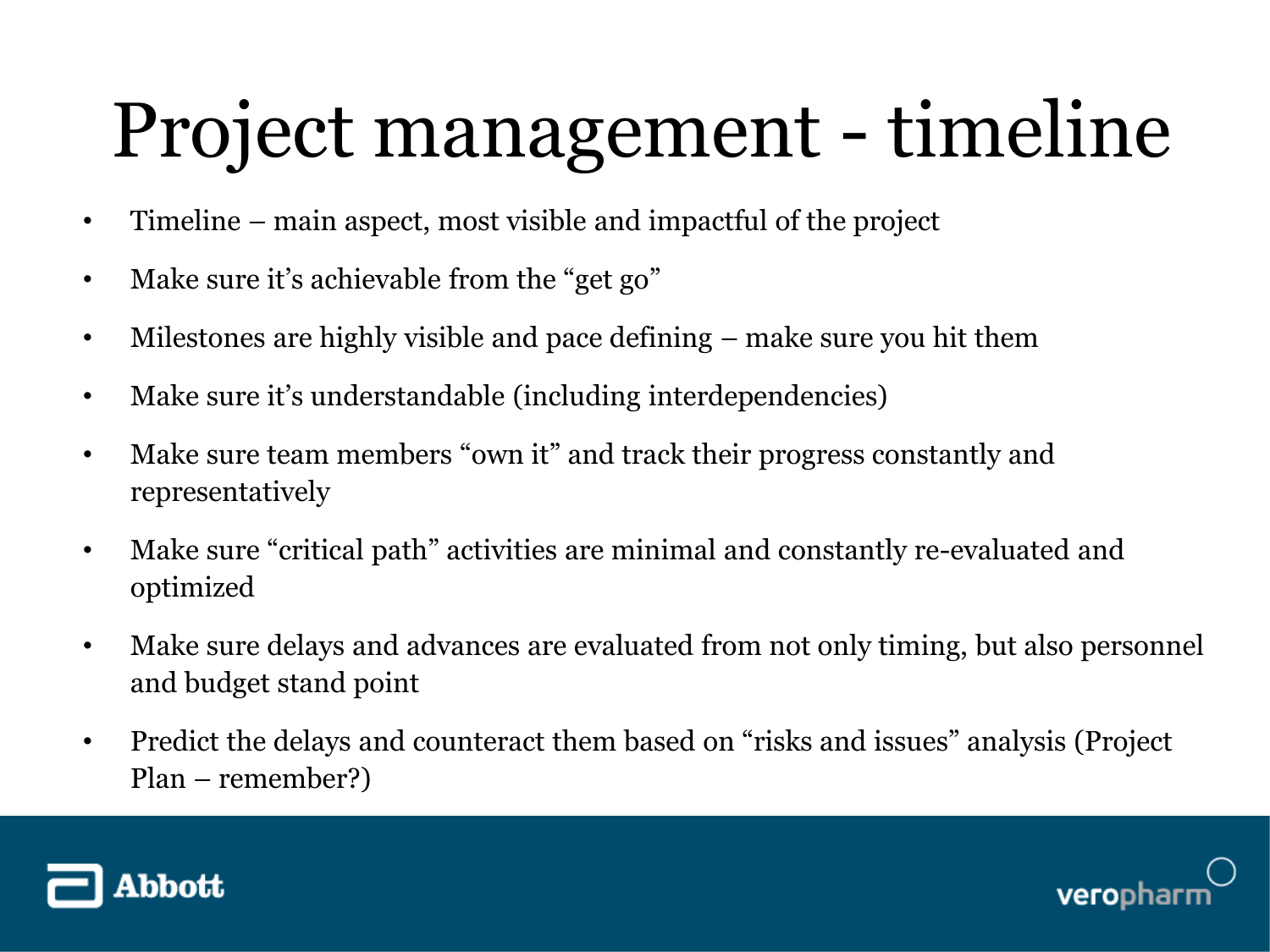# Project management - timeline

- Timeline – main aspect, most visible and impactful of the project
- Make sure it's achievable from the "get go"
- Milestones are highly visible and pace defining – make sure you hit them
- Make sure it's understandable (including interdependencies)
- Make sure team members "own it" and track their progress constantly and representatively
- Make sure "critical path" activities are minimal and constantly re-evaluated and optimized
- Make sure delays and advances are evaluated from not only timing, but also personnel and budget stand point
- Predict the delays and counteract them based on "risks and issues" analysis (Project Plan – remember?)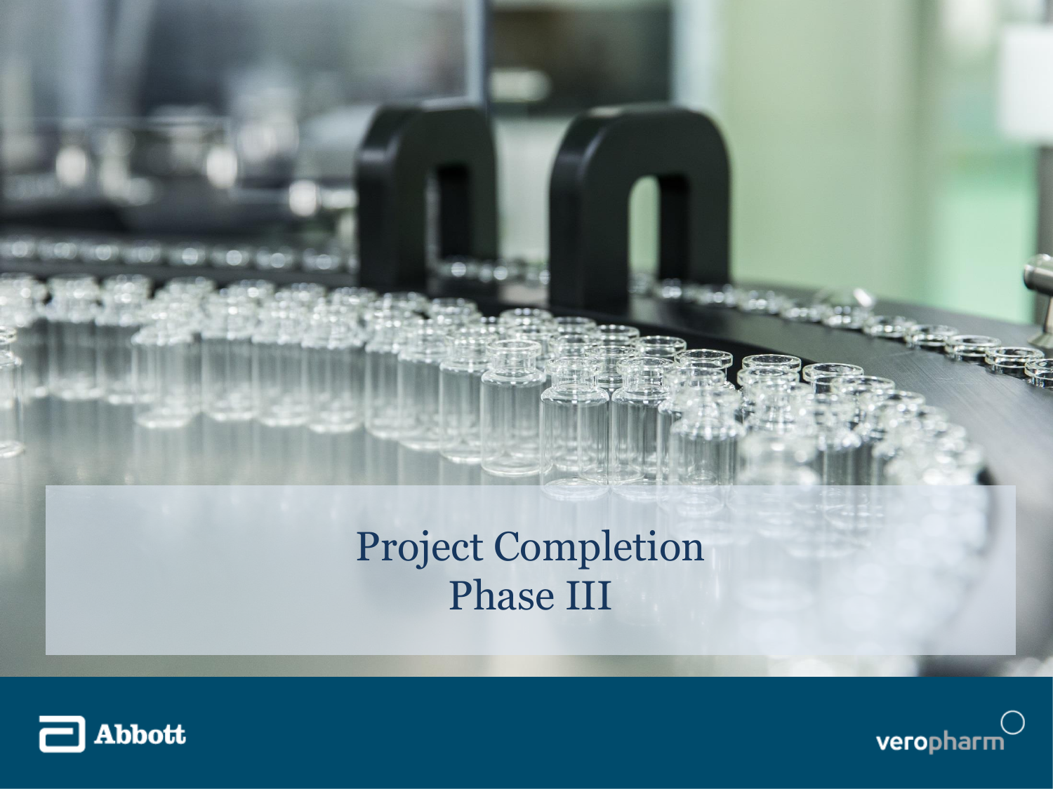# Project Completion
# Phase III

Abbott

veropharm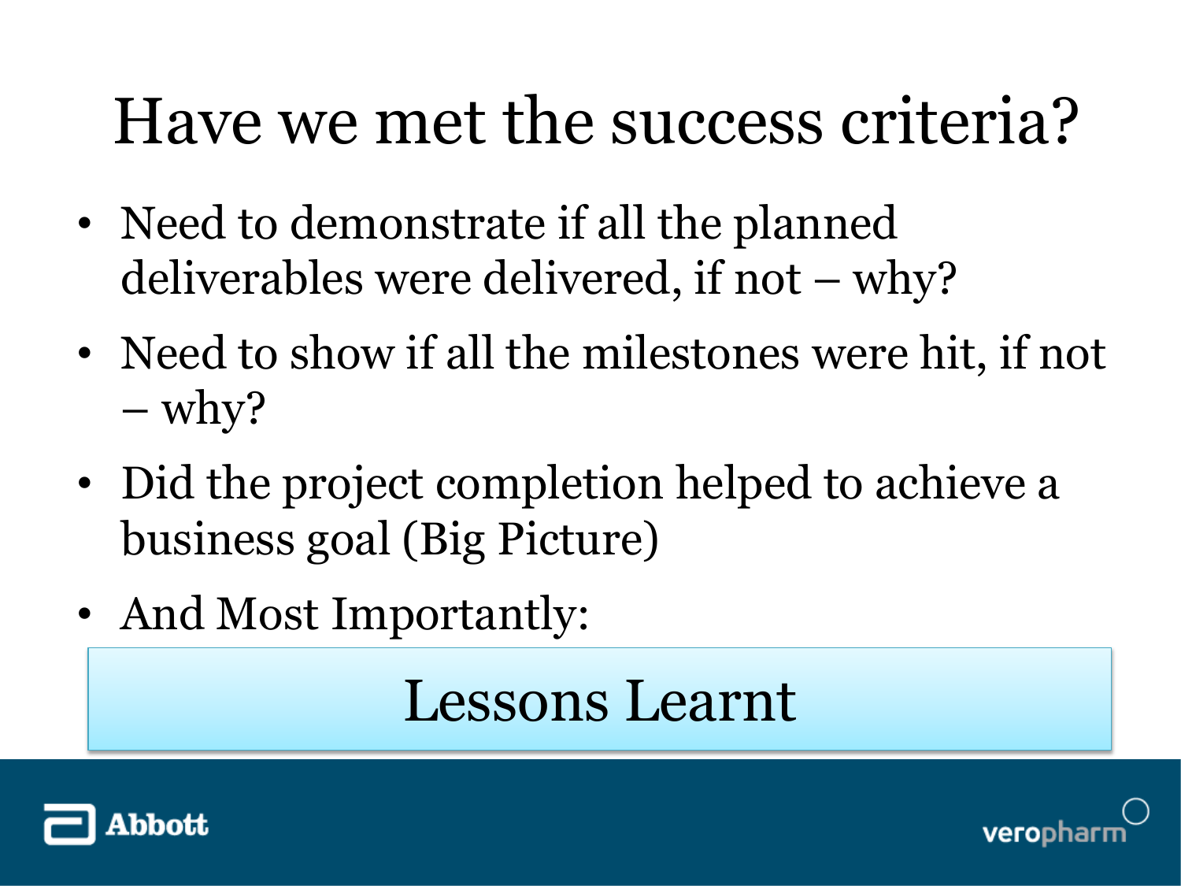# Have we met the success criteria?

- Need to demonstrate if all the planned deliverables were delivered, if not – why?
- Need to show if all the milestones were hit, if not – why?
- Did the project completion helped to achieve a business goal (Big Picture)
- And Most Importantly:

**Lessons Learnt**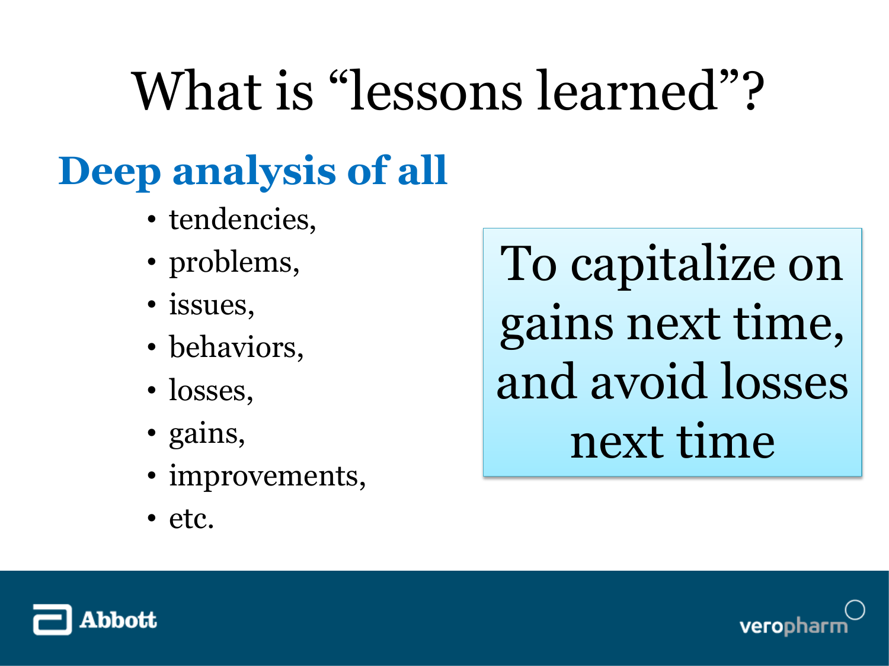# What is "lessons learned"?

## Deep analysis of all

- tendencies,
- problems,
- issues,
- behaviors,
- losses,
- gains,
- improvements,
- etc.

To capitalize on gains next time, and avoid losses next time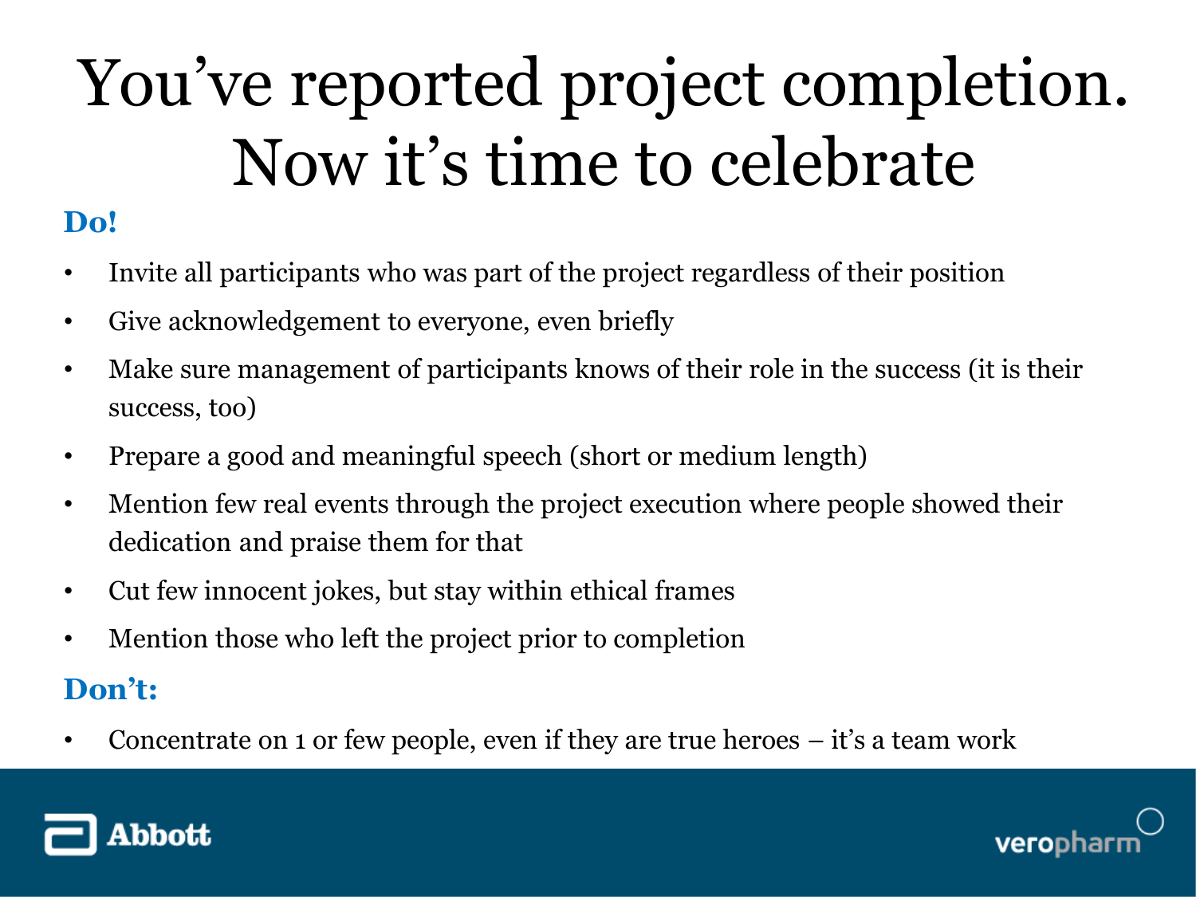# You've reported project completion. Now it's time to celebrate

**Do!**

- Invite all participants who was part of the project regardless of their position
- Give acknowledgement to everyone, even briefly
- Make sure management of participants knows of their role in the success (it is their success, too)
- Prepare a good and meaningful speech (short or medium length)
- Mention few real events through the project execution where people showed their dedication and praise them for that
- Cut few innocent jokes, but stay within ethical frames
- Mention those who left the project prior to completion

**Don't:**

- Concentrate on 1 or few people, even if they are true heroes – it's a team work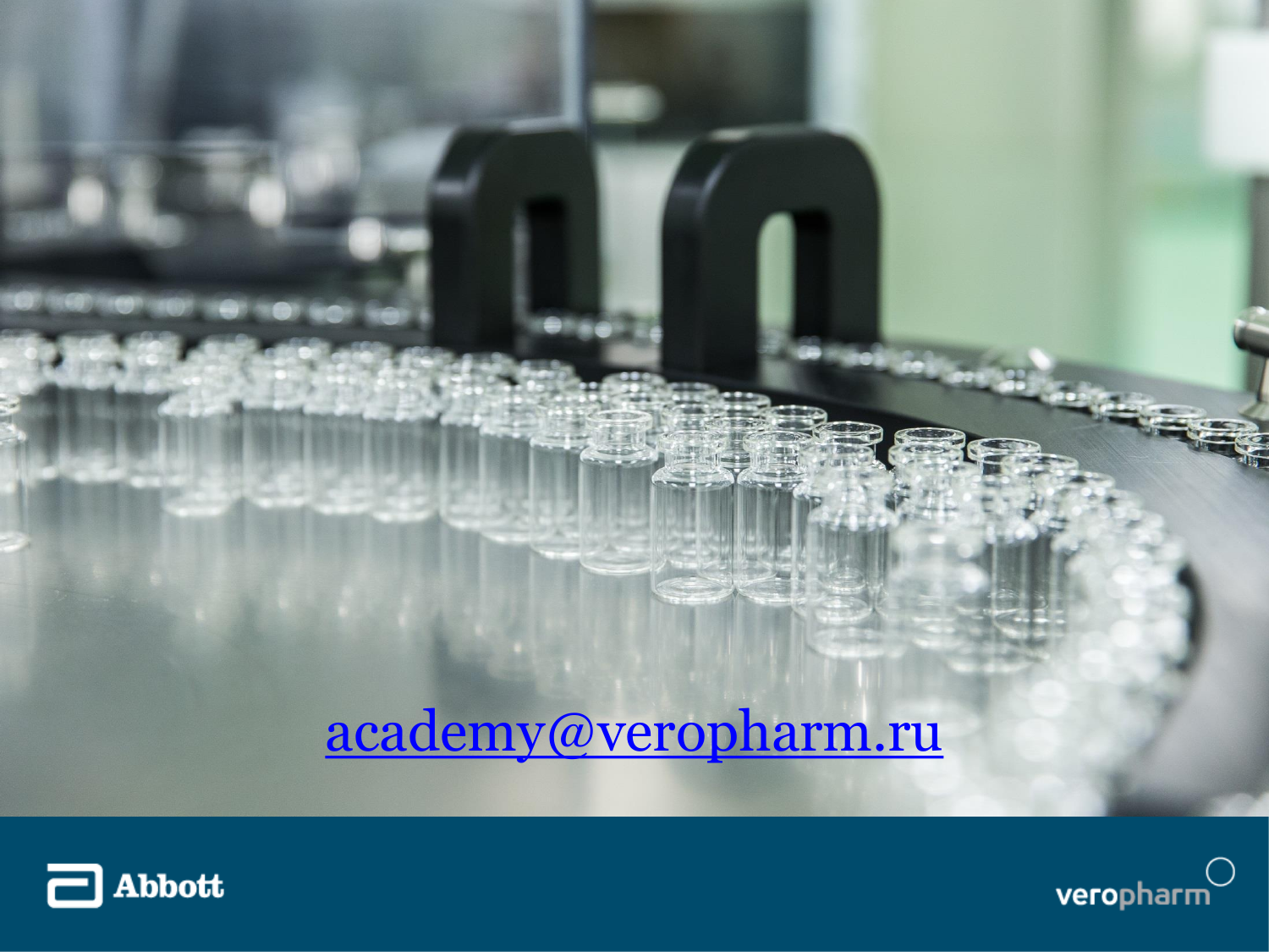academy@veropharm.ru

Abbott

veropharm